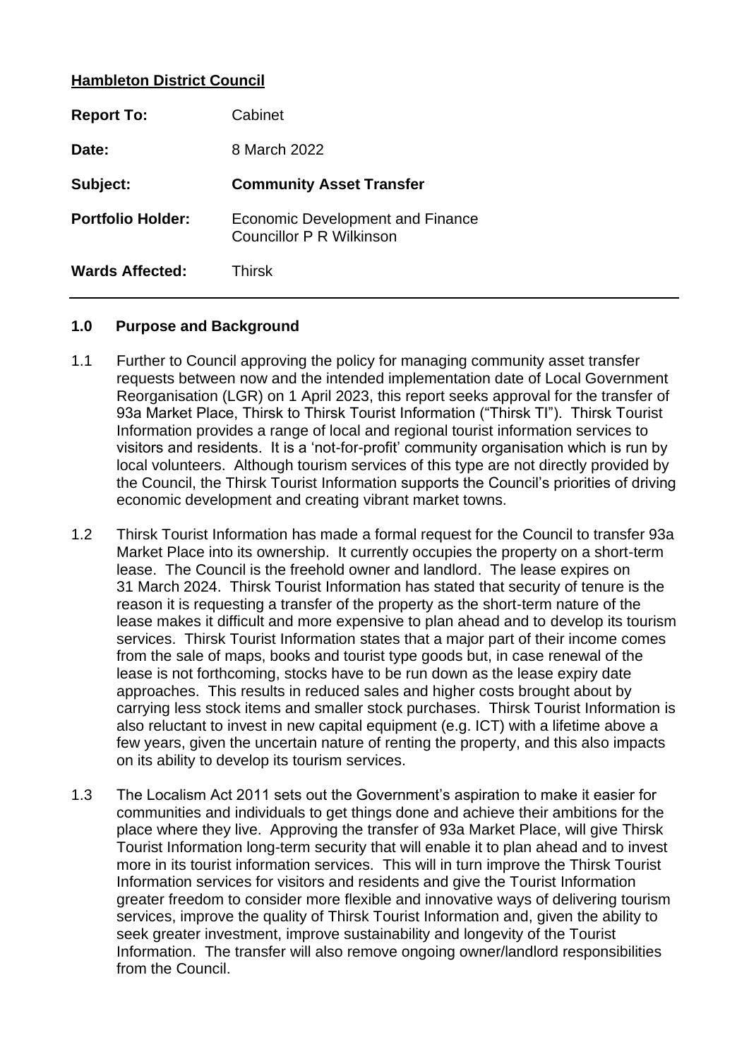**Hambleton District Council**

| | |
|---|---|
| **Report To:** | Cabinet |
| **Date:** | 8 March 2022 |
| **Subject:** | **Community Asset Transfer** |
| **Portfolio Holder:** | Economic Development and Finance<br>Councillor P R Wilkinson |
| **Wards Affected:** | Thirsk |

## 1.0 Purpose and Background

1.1 Further to Council approving the policy for managing community asset transfer requests between now and the intended implementation date of Local Government Reorganisation (LGR) on 1 April 2023, this report seeks approval for the transfer of 93a Market Place, Thirsk to Thirsk Tourist Information ("Thirsk TI"). Thirsk Tourist Information provides a range of local and regional tourist information services to visitors and residents. It is a 'not-for-profit' community organisation which is run by local volunteers. Although tourism services of this type are not directly provided by the Council, the Thirsk Tourist Information supports the Council's priorities of driving economic development and creating vibrant market towns.

1.2 Thirsk Tourist Information has made a formal request for the Council to transfer 93a Market Place into its ownership. It currently occupies the property on a short-term lease. The Council is the freehold owner and landlord. The lease expires on 31 March 2024. Thirsk Tourist Information has stated that security of tenure is the reason it is requesting a transfer of the property as the short-term nature of the lease makes it difficult and more expensive to plan ahead and to develop its tourism services. Thirsk Tourist Information states that a major part of their income comes from the sale of maps, books and tourist type goods but, in case renewal of the lease is not forthcoming, stocks have to be run down as the lease expiry date approaches. This results in reduced sales and higher costs brought about by carrying less stock items and smaller stock purchases. Thirsk Tourist Information is also reluctant to invest in new capital equipment (e.g. ICT) with a lifetime above a few years, given the uncertain nature of renting the property, and this also impacts on its ability to develop its tourism services.

1.3 The Localism Act 2011 sets out the Government's aspiration to make it easier for communities and individuals to get things done and achieve their ambitions for the place where they live. Approving the transfer of 93a Market Place, will give Thirsk Tourist Information long-term security that will enable it to plan ahead and to invest more in its tourist information services. This will in turn improve the Thirsk Tourist Information services for visitors and residents and give the Tourist Information greater freedom to consider more flexible and innovative ways of delivering tourism services, improve the quality of Thirsk Tourist Information and, given the ability to seek greater investment, improve sustainability and longevity of the Tourist Information. The transfer will also remove ongoing owner/landlord responsibilities from the Council.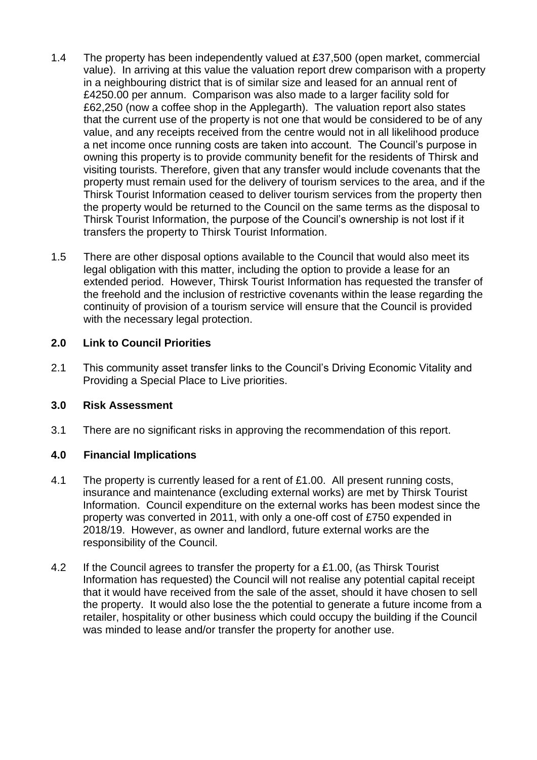1.4 The property has been independently valued at £37,500 (open market, commercial value). In arriving at this value the valuation report drew comparison with a property in a neighbouring district that is of similar size and leased for an annual rent of £4250.00 per annum. Comparison was also made to a larger facility sold for £62,250 (now a coffee shop in the Applegarth). The valuation report also states that the current use of the property is not one that would be considered to be of any value, and any receipts received from the centre would not in all likelihood produce a net income once running costs are taken into account. The Council's purpose in owning this property is to provide community benefit for the residents of Thirsk and visiting tourists. Therefore, given that any transfer would include covenants that the property must remain used for the delivery of tourism services to the area, and if the Thirsk Tourist Information ceased to deliver tourism services from the property then the property would be returned to the Council on the same terms as the disposal to Thirsk Tourist Information, the purpose of the Council's ownership is not lost if it transfers the property to Thirsk Tourist Information.

1.5 There are other disposal options available to the Council that would also meet its legal obligation with this matter, including the option to provide a lease for an extended period. However, Thirsk Tourist Information has requested the transfer of the freehold and the inclusion of restrictive covenants within the lease regarding the continuity of provision of a tourism service will ensure that the Council is provided with the necessary legal protection.

## 2.0 Link to Council Priorities

2.1 This community asset transfer links to the Council's Driving Economic Vitality and Providing a Special Place to Live priorities.

## 3.0 Risk Assessment

3.1 There are no significant risks in approving the recommendation of this report.

## 4.0 Financial Implications

4.1 The property is currently leased for a rent of £1.00. All present running costs, insurance and maintenance (excluding external works) are met by Thirsk Tourist Information. Council expenditure on the external works has been modest since the property was converted in 2011, with only a one-off cost of £750 expended in 2018/19. However, as owner and landlord, future external works are the responsibility of the Council.

4.2 If the Council agrees to transfer the property for a £1.00, (as Thirsk Tourist Information has requested) the Council will not realise any potential capital receipt that it would have received from the sale of the asset, should it have chosen to sell the property. It would also lose the the potential to generate a future income from a retailer, hospitality or other business which could occupy the building if the Council was minded to lease and/or transfer the property for another use.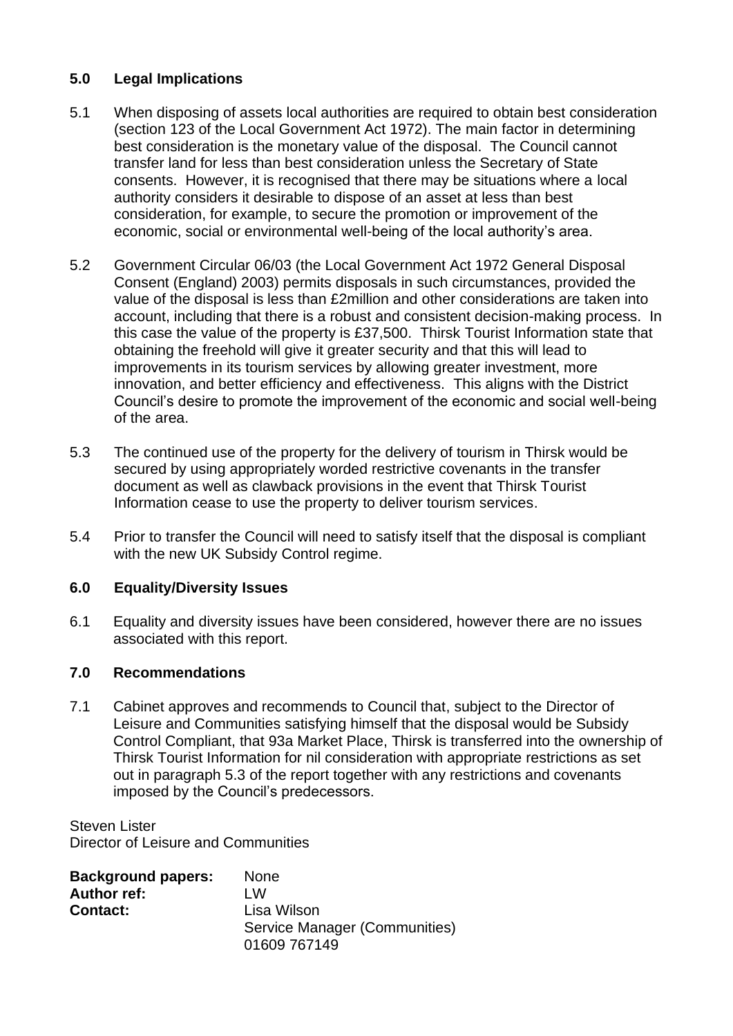## 5.0 Legal Implications

5.1 When disposing of assets local authorities are required to obtain best consideration (section 123 of the Local Government Act 1972). The main factor in determining best consideration is the monetary value of the disposal. The Council cannot transfer land for less than best consideration unless the Secretary of State consents. However, it is recognised that there may be situations where a local authority considers it desirable to dispose of an asset at less than best consideration, for example, to secure the promotion or improvement of the economic, social or environmental well-being of the local authority's area.

5.2 Government Circular 06/03 (the Local Government Act 1972 General Disposal Consent (England) 2003) permits disposals in such circumstances, provided the value of the disposal is less than £2million and other considerations are taken into account, including that there is a robust and consistent decision-making process. In this case the value of the property is £37,500. Thirsk Tourist Information state that obtaining the freehold will give it greater security and that this will lead to improvements in its tourism services by allowing greater investment, more innovation, and better efficiency and effectiveness. This aligns with the District Council's desire to promote the improvement of the economic and social well-being of the area.

5.3 The continued use of the property for the delivery of tourism in Thirsk would be secured by using appropriately worded restrictive covenants in the transfer document as well as clawback provisions in the event that Thirsk Tourist Information cease to use the property to deliver tourism services.

5.4 Prior to transfer the Council will need to satisfy itself that the disposal is compliant with the new UK Subsidy Control regime.

## 6.0 Equality/Diversity Issues

6.1 Equality and diversity issues have been considered, however there are no issues associated with this report.

## 7.0 Recommendations

7.1 Cabinet approves and recommends to Council that, subject to the Director of Leisure and Communities satisfying himself that the disposal would be Subsidy Control Compliant, that 93a Market Place, Thirsk is transferred into the ownership of Thirsk Tourist Information for nil consideration with appropriate restrictions as set out in paragraph 5.3 of the report together with any restrictions and covenants imposed by the Council's predecessors.

Steven Lister
Director of Leisure and Communities

| | |
|---|---|
| **Background papers:** | None |
| **Author ref:** | LW |
| **Contact:** | Lisa Wilson<br>Service Manager (Communities)<br>01609 767149 |